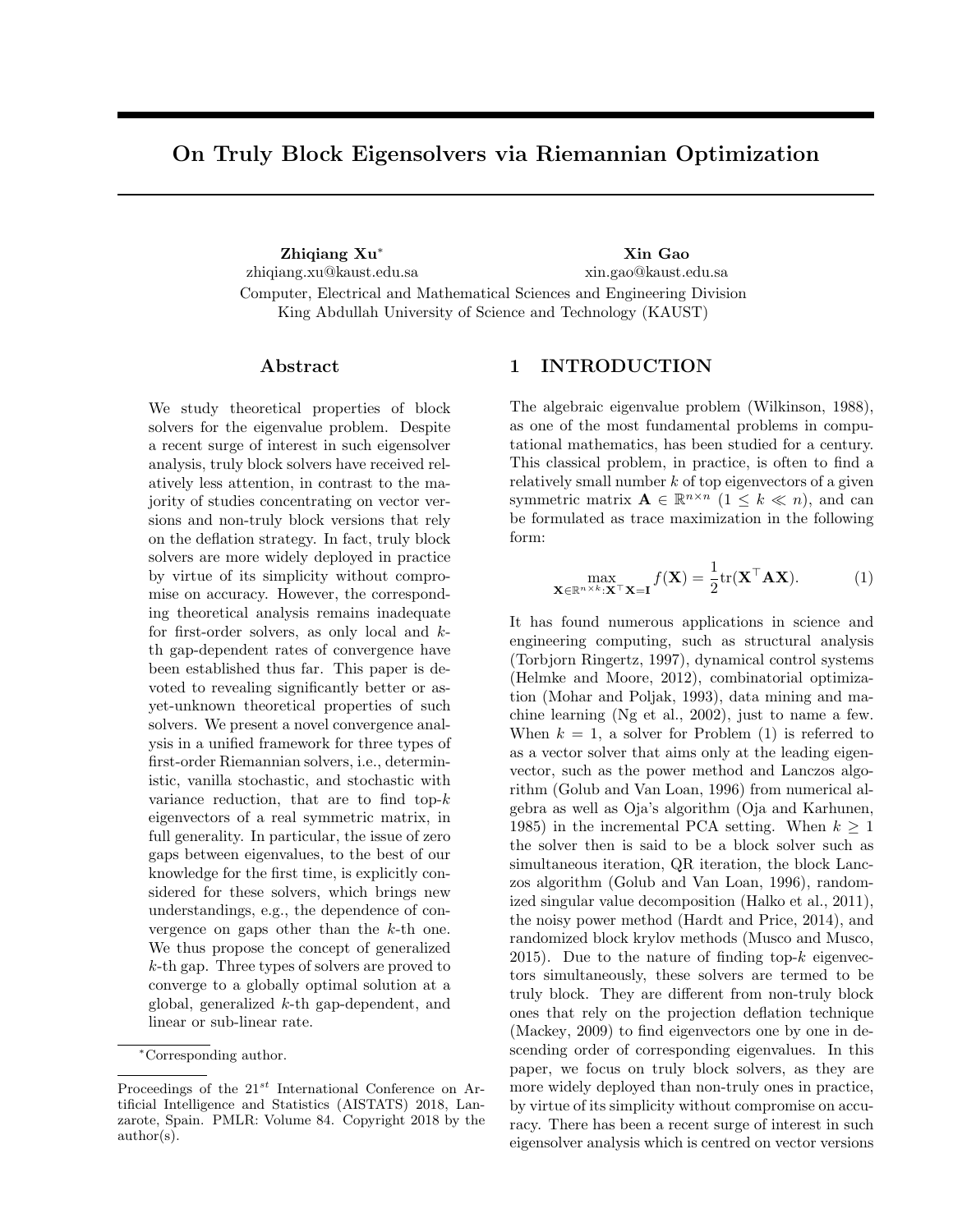# On Truly Block Eigensolvers via Riemannian Optimization

**Zhiqiang Xu***
zhiqiang.xu@kaust.edu.sa

**Xin Gao**
xin.gao@kaust.edu.sa

Computer, Electrical and Mathematical Sciences and Engineering Division
King Abdullah University of Science and Technology (KAUST)

## Abstract

We study theoretical properties of block solvers for the eigenvalue problem. Despite a recent surge of interest in such eigensolver analysis, truly block solvers have received relatively less attention, in contrast to the majority of studies concentrating on vector versions and non-truly block versions that rely on the deflation strategy. In fact, truly block solvers are more widely deployed in practice by virtue of its simplicity without compromise on accuracy. However, the corresponding theoretical analysis remains inadequate for first-order solvers, as only local and $k$-th gap-dependent rates of convergence have been established thus far. This paper is devoted to revealing significantly better or as-yet-unknown theoretical properties of such solvers. We present a novel convergence analysis in a unified framework for three types of first-order Riemannian solvers, i.e., deterministic, vanilla stochastic, and stochastic with variance reduction, that are to find top-$k$ eigenvectors of a real symmetric matrix, in full generality. In particular, the issue of zero gaps between eigenvalues, to the best of our knowledge for the first time, is explicitly considered for these solvers, which brings new understandings, e.g., the dependence of convergence on gaps other than the $k$-th one. We thus propose the concept of generalized $k$-th gap. Three types of solvers are proved to converge to a globally optimal solution at a global, generalized $k$-th gap-dependent, and linear or sub-linear rate.

*Corresponding author.

Proceedings of the 21[st] International Conference on Artificial Intelligence and Statistics (AISTATS) 2018, Lanzarote, Spain. PMLR: Volume 84. Copyright 2018 by the author(s).

## 1 INTRODUCTION

The algebraic eigenvalue problem (Wilkinson, 1988), as one of the most fundamental problems in computational mathematics, has been studied for a century. This classical problem, in practice, is often to find a relatively small number $k$ of top eigenvectors of a given symmetric matrix $\mathbf{A} \in \mathbb{R}^{n\times n}$ $(1 \leq k \ll n)$, and can be formulated as trace maximization in the following form:

$$\max_{\mathbf{X}\in\mathbb{R}^{n\times k}:\mathbf{X}^\top\mathbf{X}=\mathbf{I}} f(\mathbf{X}) = \frac{1}{2}\mathrm{tr}(\mathbf{X}^\top\mathbf{A}\mathbf{X}). \tag{1}$$

It has found numerous applications in science and engineering computing, such as structural analysis (Torbjorn Ringertz, 1997), dynamical control systems (Helmke and Moore, 2012), combinatorial optimization (Mohar and Poljak, 1993), data mining and machine learning (Ng et al., 2002), just to name a few. When $k = 1$, a solver for Problem (1) is referred to as a vector solver that aims only at the leading eigenvector, such as the power method and Lanczos algorithm (Golub and Van Loan, 1996) from numerical algebra as well as Oja's algorithm (Oja and Karhunen, 1985) in the incremental PCA setting. When $k \geq 1$ the solver then is said to be a block solver such as simultaneous iteration, QR iteration, the block Lanczos algorithm (Golub and Van Loan, 1996), randomized singular value decomposition (Halko et al., 2011), the noisy power method (Hardt and Price, 2014), and randomized block krylov methods (Musco and Musco, 2015). Due to the nature of finding top-$k$ eigenvectors simultaneously, these solvers are termed to be truly block. They are different from non-truly block ones that rely on the projection deflation technique (Mackey, 2009) to find eigenvectors one by one in descending order of corresponding eigenvalues. In this paper, we focus on truly block solvers, as they are more widely deployed than non-truly ones in practice, by virtue of its simplicity without compromise on accuracy. There has been a recent surge of interest in such eigensolver analysis which is centred on vector versions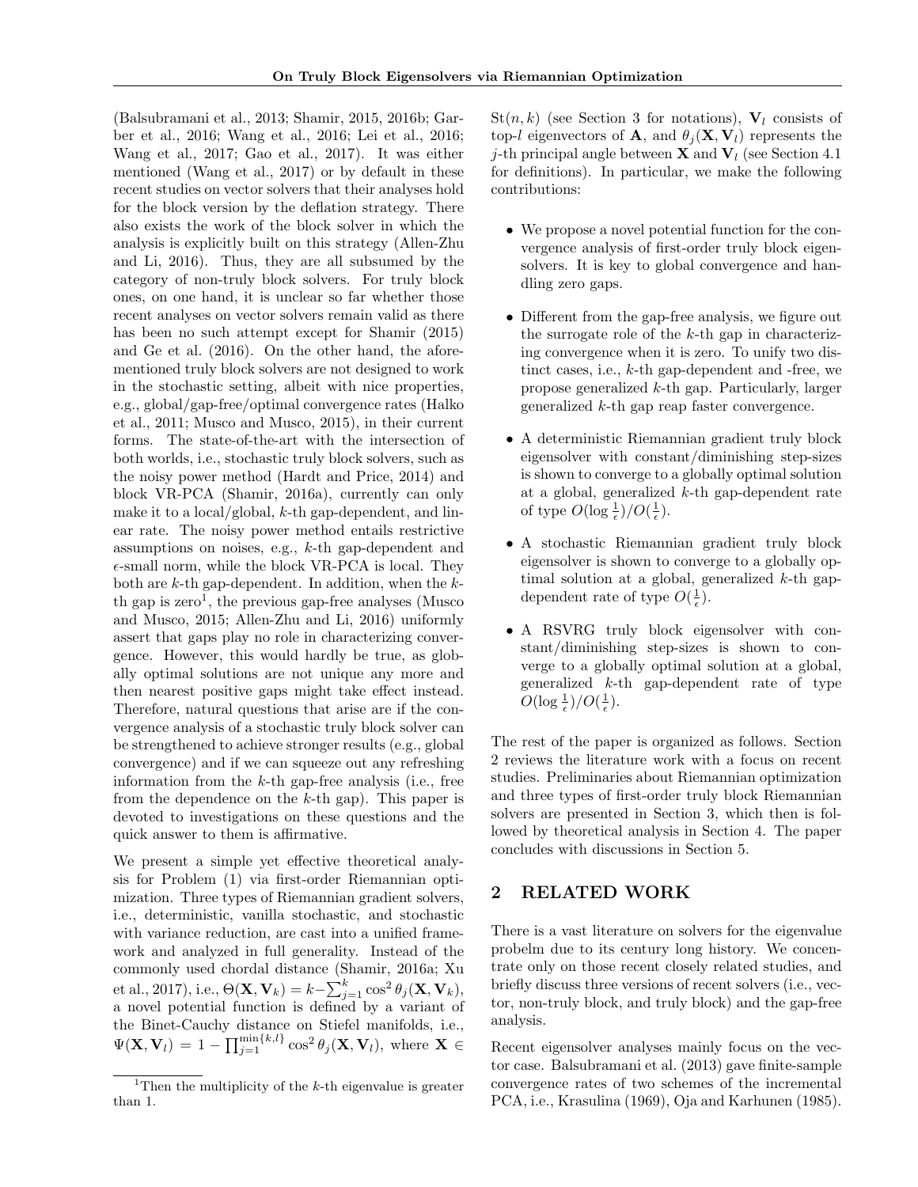(Balsubramani et al., 2013; Shamir, 2015, 2016b; Garber et al., 2016; Wang et al., 2016; Lei et al., 2016; Wang et al., 2017; Gao et al., 2017). It was either mentioned (Wang et al., 2017) or by default in these recent studies on vector solvers that their analyses hold for the block version by the deflation strategy. There also exists the work of the block solver in which the analysis is explicitly built on this strategy (Allen-Zhu and Li, 2016). Thus, they are all subsumed by the category of non-truly block solvers. For truly block ones, on one hand, it is unclear so far whether those recent analyses on vector solvers remain valid as there has been no such attempt except for Shamir (2015) and Ge et al. (2016). On the other hand, the aforementioned truly block solvers are not designed to work in the stochastic setting, albeit with nice properties, e.g., global/gap-free/optimal convergence rates (Halko et al., 2011; Musco and Musco, 2015), in their current forms. The state-of-the-art with the intersection of both worlds, i.e., stochastic truly block solvers, such as the noisy power method (Hardt and Price, 2014) and block VR-PCA (Shamir, 2016a), currently can only make it to a local/global, $k$-th gap-dependent, and linear rate. The noisy power method entails restrictive assumptions on noises, e.g., $k$-th gap-dependent and $\epsilon$-small norm, while the block VR-PCA is local. They both are $k$-th gap-dependent. In addition, when the $k$-th gap is zero[1], the previous gap-free analyses (Musco and Musco, 2015; Allen-Zhu and Li, 2016) uniformly assert that gaps play no role in characterizing convergence. However, this would hardly be true, as globally optimal solutions are not unique any more and then nearest positive gaps might take effect instead. Therefore, natural questions that arise are if the convergence analysis of a stochastic truly block solver can be strengthened to achieve stronger results (e.g., global convergence) and if we can squeeze out any refreshing information from the $k$-th gap-free analysis (i.e., free from the dependence on the $k$-th gap). This paper is devoted to investigations on these questions and the quick answer to them is affirmative.

We present a simple yet effective theoretical analysis for Problem (1) via first-order Riemannian optimization. Three types of Riemannian gradient solvers, i.e., deterministic, vanilla stochastic, and stochastic with variance reduction, are cast into a unified framework and analyzed in full generality. Instead of the commonly used chordal distance (Shamir, 2016a; Xu et al., 2017), i.e., $\Theta(\mathbf{X}, \mathbf{V}_k) = k - \sum_{j=1}^{k} \cos^2 \theta_j(\mathbf{X}, \mathbf{V}_k)$, a novel potential function is defined by a variant of the Binet-Cauchy distance on Stiefel manifolds, i.e., $\Psi(\mathbf{X}, \mathbf{V}_l) = 1 - \prod_{j=1}^{\min\{k,l\}} \cos^2 \theta_j(\mathbf{X}, \mathbf{V}_l)$, where $\mathbf{X} \in \mathrm{St}(n, k)$ (see Section 3 for notations), $\mathbf{V}_l$ consists of top-$l$ eigenvectors of $\mathbf{A}$, and $\theta_j(\mathbf{X}, \mathbf{V}_l)$ represents the $j$-th principal angle between $\mathbf{X}$ and $\mathbf{V}_l$ (see Section 4.1 for definitions). In particular, we make the following contributions:

- We propose a novel potential function for the convergence analysis of first-order truly block eigensolvers. It is key to global convergence and handling zero gaps.
- Different from the gap-free analysis, we figure out the surrogate role of the $k$-th gap in characterizing convergence when it is zero. To unify two distinct cases, i.e., $k$-th gap-dependent and -free, we propose generalized $k$-th gap. Particularly, larger generalized $k$-th gap reap faster convergence.
- A deterministic Riemannian gradient truly block eigensolver with constant/diminishing step-sizes is shown to converge to a globally optimal solution at a global, generalized $k$-th gap-dependent rate of type $O(\log \frac{1}{\epsilon})/O(\frac{1}{\epsilon})$.
- A stochastic Riemannian gradient truly block eigensolver is shown to converge to a globally optimal solution at a global, generalized $k$-th gap-dependent rate of type $O(\frac{1}{\epsilon})$.
- A RSVRG truly block eigensolver with constant/diminishing step-sizes is shown to converge to a globally optimal solution at a global, generalized $k$-th gap-dependent rate of type $O(\log \frac{1}{\epsilon})/O(\frac{1}{\epsilon})$.

The rest of the paper is organized as follows. Section 2 reviews the literature work with a focus on recent studies. Preliminaries about Riemannian optimization and three types of first-order truly block Riemannian solvers are presented in Section 3, which then is followed by theoretical analysis in Section 4. The paper concludes with discussions in Section 5.

## 2 RELATED WORK

There is a vast literature on solvers for the eigenvalue probelm due to its century long history. We concentrate only on those recent closely related studies, and briefly discuss three versions of recent solvers (i.e., vector, non-truly block, and truly block) and the gap-free analysis.

Recent eigensolver analyses mainly focus on the vector case. Balsubramani et al. (2013) gave finite-sample convergence rates of two schemes of the incremental PCA, i.e., Krasulina (1969), Oja and Karhunen (1985).

[1] Then the multiplicity of the $k$-th eigenvalue is greater than 1.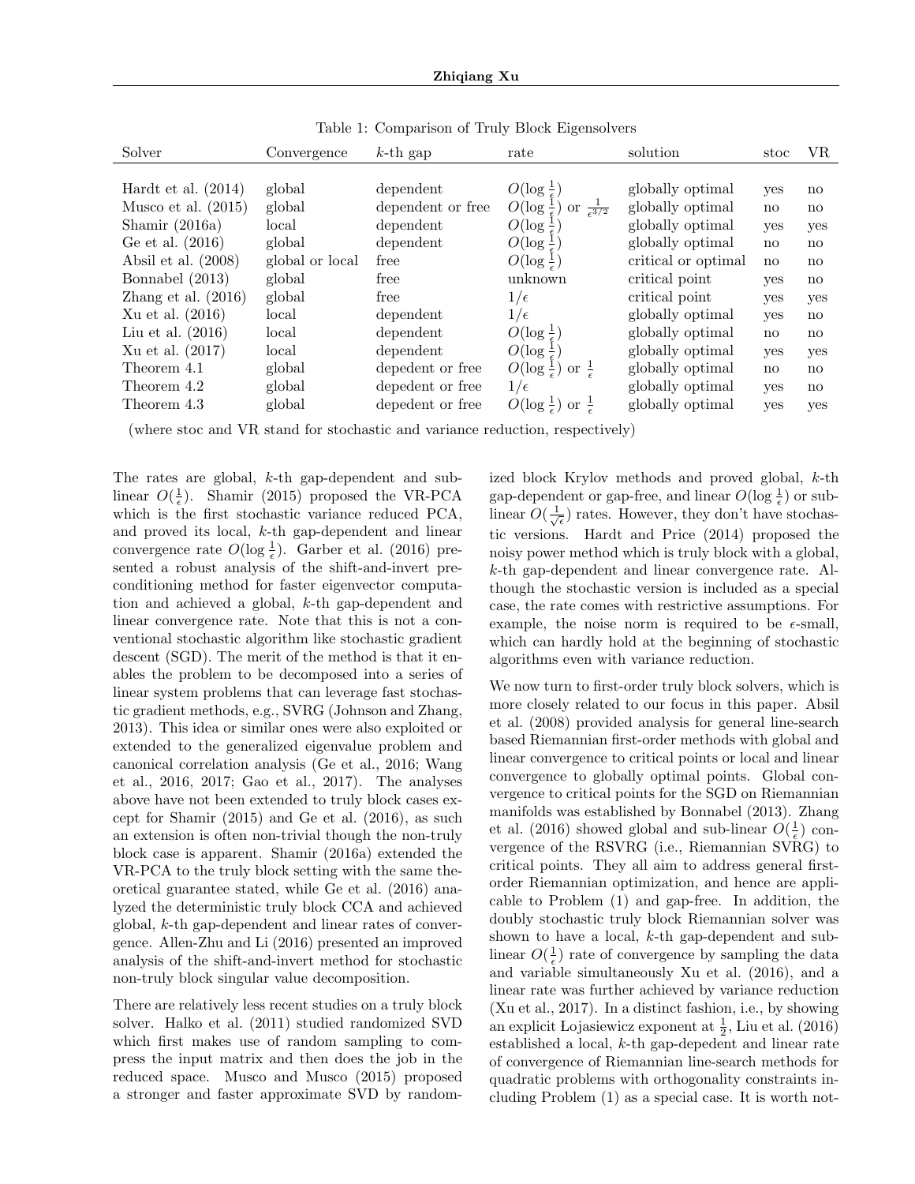Table 1: Comparison of Truly Block Eigensolvers

| Solver | Convergence | $k$-th gap | rate | solution | stoc | VR |
|---|---|---|---|---|---|---|
| Hardt et al. (2014) | global | dependent | $O(\log \frac{1}{\epsilon})$ | globally optimal | yes | no |
| Musco et al. (2015) | global | dependent or free | $O(\log \frac{1}{\epsilon})$ or $\frac{1}{\epsilon^{3/2}}$ | globally optimal | no | no |
| Shamir (2016a) | local | dependent | $O(\log \frac{1}{\epsilon})$ | globally optimal | yes | yes |
| Ge et al. (2016) | global | dependent | $O(\log \frac{1}{\epsilon})$ | globally optimal | no | no |
| Absil et al. (2008) | global or local | free | $O(\log \frac{1}{\epsilon})$ | critical or optimal | no | no |
| Bonnabel (2013) | global | free | unknown | critical point | yes | no |
| Zhang et al. (2016) | global | free | $1/\epsilon$ | critical point | yes | yes |
| Xu et al. (2016) | local | dependent | $1/\epsilon$ | globally optimal | yes | no |
| Liu et al. (2016) | local | dependent | $O(\log \frac{1}{\epsilon})$ | globally optimal | no | no |
| Xu et al. (2017) | local | dependent | $O(\log \frac{1}{\epsilon})$ | globally optimal | yes | yes |
| Theorem 4.1 | global | depedent or free | $O(\log \frac{1}{\epsilon})$ or $\frac{1}{\epsilon}$ | globally optimal | no | no |
| Theorem 4.2 | global | depedent or free | $1/\epsilon$ | globally optimal | yes | no |
| Theorem 4.3 | global | depedent or free | $O(\log \frac{1}{\epsilon})$ or $\frac{1}{\epsilon}$ | globally optimal | yes | yes |

(where stoc and VR stand for stochastic and variance reduction, respectively)

The rates are global, $k$-th gap-dependent and sublinear $O(\frac{1}{\epsilon})$. Shamir (2015) proposed the VR-PCA which is the first stochastic variance reduced PCA, and proved its local, $k$-th gap-dependent and linear convergence rate $O(\log \frac{1}{\epsilon})$. Garber et al. (2016) presented a robust analysis of the shift-and-invert preconditioning method for faster eigenvector computation and achieved a global, $k$-th gap-dependent and linear convergence rate. Note that this is not a conventional stochastic algorithm like stochastic gradient descent (SGD). The merit of the method is that it enables the problem to be decomposed into a series of linear system problems that can leverage fast stochastic gradient methods, e.g., SVRG (Johnson and Zhang, 2013). This idea or similar ones were also exploited or extended to the generalized eigenvalue problem and canonical correlation analysis (Ge et al., 2016; Wang et al., 2016, 2017; Gao et al., 2017). The analyses above have not been extended to truly block cases except for Shamir (2015) and Ge et al. (2016), as such an extension is often non-trivial though the non-truly block case is apparent. Shamir (2016a) extended the VR-PCA to the truly block setting with the same theoretical guarantee stated, while Ge et al. (2016) analyzed the deterministic truly block CCA and achieved global, $k$-th gap-dependent and linear rates of convergence. Allen-Zhu and Li (2016) presented an improved analysis of the shift-and-invert method for stochastic non-truly block singular value decomposition.

There are relatively less recent studies on a truly block solver. Halko et al. (2011) studied randomized SVD which first makes use of random sampling to compress the input matrix and then does the job in the reduced space. Musco and Musco (2015) proposed a stronger and faster approximate SVD by randomized block Krylov methods and proved global, $k$-th gap-dependent or gap-free, and linear $O(\log \frac{1}{\epsilon})$ or sublinear $O(\frac{1}{\sqrt{\epsilon}})$ rates. However, they don't have stochastic versions. Hardt and Price (2014) proposed the noisy power method which is truly block with a global, $k$-th gap-dependent and linear convergence rate. Although the stochastic version is included as a special case, the rate comes with restrictive assumptions. For example, the noise norm is required to be $\epsilon$-small, which can hardly hold at the beginning of stochastic algorithms even with variance reduction.

We now turn to first-order truly block solvers, which is more closely related to our focus in this paper. Absil et al. (2008) provided analysis for general line-search based Riemannian first-order methods with global and linear convergence to critical points or local and linear convergence to globally optimal points. Global convergence to critical points for the SGD on Riemannian manifolds was established by Bonnabel (2013). Zhang et al. (2016) showed global and sub-linear $O(\frac{1}{\epsilon})$ convergence of the RSVRG (i.e., Riemannian SVRG) to critical points. They all aim to address general first-order Riemannian optimization, and hence are applicable to Problem (1) and gap-free. In addition, the doubly stochastic truly block Riemannian solver was shown to have a local, $k$-th gap-dependent and sublinear $O(\frac{1}{\epsilon})$ rate of convergence by sampling the data and variable simultaneously Xu et al. (2016), and a linear rate was further achieved by variance reduction (Xu et al., 2017). In a distinct fashion, i.e., by showing an explicit Łojasiewicz exponent at $\frac{1}{2}$, Liu et al. (2016) established a local, $k$-th gap-depedent and linear rate of convergence of Riemannian line-search methods for quadratic problems with orthogonality constraints including Problem (1) as a special case. It is worth not-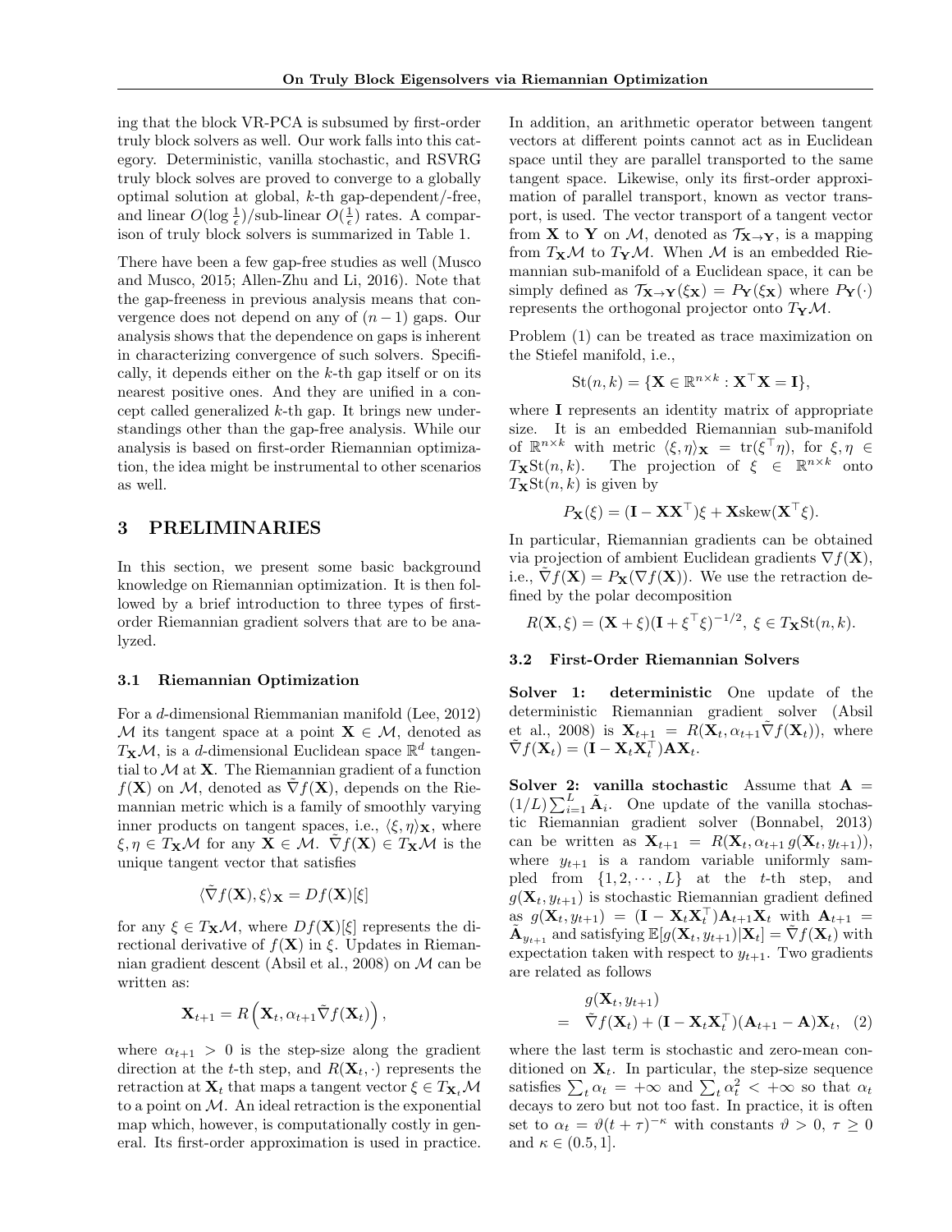ing that the block VR-PCA is subsumed by first-order truly block solvers as well. Our work falls into this category. Deterministic, vanilla stochastic, and RSVRG truly block solves are proved to converge to a globally optimal solution at global, $k$-th gap-dependent/-free, and linear $O(\log \frac{1}{\epsilon})$/sub-linear $O(\frac{1}{\epsilon})$ rates. A comparison of truly block solvers is summarized in Table 1.

There have been a few gap-free studies as well (Musco and Musco, 2015; Allen-Zhu and Li, 2016). Note that the gap-freeness in previous analysis means that convergence does not depend on any of $(n-1)$ gaps. Our analysis shows that the dependence on gaps is inherent in characterizing convergence of such solvers. Specifically, it depends either on the $k$-th gap itself or on its nearest positive ones. And they are unified in a concept called generalized $k$-th gap. It brings new understandings other than the gap-free analysis. While our analysis is based on first-order Riemannian optimization, the idea might be instrumental to other scenarios as well.

# 3 PRELIMINARIES

In this section, we present some basic background knowledge on Riemannian optimization. It is then followed by a brief introduction to three types of first-order Riemannian gradient solvers that are to be analyzed.

## 3.1 Riemannian Optimization

For a $d$-dimensional Riemmannian manifold (Lee, 2012) $\mathcal{M}$ its tangent space at a point $\mathbf{X} \in \mathcal{M}$, denoted as $T_{\mathbf{X}}\mathcal{M}$, is a $d$-dimensional Euclidean space $\mathbb{R}^d$ tangential to $\mathcal{M}$ at $\mathbf{X}$. The Riemannian gradient of a function $f(\mathbf{X})$ on $\mathcal{M}$, denoted as $\tilde{\nabla} f(\mathbf{X})$, depends on the Riemannian metric which is a family of smoothly varying inner products on tangent spaces, i.e., $\langle \xi, \eta \rangle_{\mathbf{X}}$, where $\xi, \eta \in T_{\mathbf{X}}\mathcal{M}$ for any $\mathbf{X} \in \mathcal{M}$. $\tilde{\nabla} f(\mathbf{X}) \in T_{\mathbf{X}}\mathcal{M}$ is the unique tangent vector that satisfies

$$\langle \tilde{\nabla} f(\mathbf{X}), \xi \rangle_{\mathbf{X}} = Df(\mathbf{X})[\xi]$$

for any $\xi \in T_{\mathbf{X}}\mathcal{M}$, where $Df(\mathbf{X})[\xi]$ represents the directional derivative of $f(\mathbf{X})$ in $\xi$. Updates in Riemannian gradient descent (Absil et al., 2008) on $\mathcal{M}$ can be written as:

$$\mathbf{X}_{t+1} = R\left(\mathbf{X}_t, \alpha_{t+1} \tilde{\nabla} f(\mathbf{X}_t)\right),$$

where $\alpha_{t+1} > 0$ is the step-size along the gradient direction at the $t$-th step, and $R(\mathbf{X}_t, \cdot)$ represents the retraction at $\mathbf{X}_t$ that maps a tangent vector $\xi \in T_{\mathbf{X}_t}\mathcal{M}$ to a point on $\mathcal{M}$. An ideal retraction is the exponential map which, however, is computationally costly in general. Its first-order approximation is used in practice.

In addition, an arithmetic operator between tangent vectors at different points cannot act as in Euclidean space until they are parallel transported to the same tangent space. Likewise, only its first-order approximation of parallel transport, known as vector transport, is used. The vector transport of a tangent vector from $\mathbf{X}$ to $\mathbf{Y}$ on $\mathcal{M}$, denoted as $\mathcal{T}_{\mathbf{X} \to \mathbf{Y}}$, is a mapping from $T_{\mathbf{X}}\mathcal{M}$ to $T_{\mathbf{Y}}\mathcal{M}$. When $\mathcal{M}$ is an embedded Riemannian sub-manifold of a Euclidean space, it can be simply defined as $\mathcal{T}_{\mathbf{X} \to \mathbf{Y}}(\xi_{\mathbf{X}}) = P_{\mathbf{Y}}(\xi_{\mathbf{X}})$ where $P_{\mathbf{Y}}(\cdot)$ represents the orthogonal projector onto $T_{\mathbf{Y}}\mathcal{M}$.

Problem (1) can be treated as trace maximization on the Stiefel manifold, i.e.,

$$\mathrm{St}(n, k) = \{\mathbf{X} \in \mathbb{R}^{n \times k} : \mathbf{X}^\top \mathbf{X} = \mathbf{I}\},$$

where $\mathbf{I}$ represents an identity matrix of appropriate size. It is an embedded Riemannian sub-manifold of $\mathbb{R}^{n \times k}$ with metric $\langle \xi, \eta \rangle_{\mathbf{X}} = \mathrm{tr}(\xi^\top \eta)$, for $\xi, \eta \in T_{\mathbf{X}}\mathrm{St}(n, k)$. The projection of $\xi \in \mathbb{R}^{n \times k}$ onto $T_{\mathbf{X}}\mathrm{St}(n, k)$ is given by

$$P_{\mathbf{X}}(\xi) = (\mathbf{I} - \mathbf{X}\mathbf{X}^\top)\xi + \mathbf{X}\mathrm{skew}(\mathbf{X}^\top \xi).$$

In particular, Riemannian gradients can be obtained via projection of ambient Euclidean gradients $\nabla f(\mathbf{X})$, i.e., $\tilde{\nabla} f(\mathbf{X}) = P_{\mathbf{X}}(\nabla f(\mathbf{X}))$. We use the retraction defined by the polar decomposition

$$R(\mathbf{X}, \xi) = (\mathbf{X} + \xi)(\mathbf{I} + \xi^\top \xi)^{-1/2}, \ \xi \in T_{\mathbf{X}}\mathrm{St}(n, k).$$

## 3.2 First-Order Riemannian Solvers

**Solver 1: deterministic** One update of the deterministic Riemannian gradient solver (Absil et al., 2008) is $\mathbf{X}_{t+1} = R(\mathbf{X}_t, \alpha_{t+1} \tilde{\nabla} f(\mathbf{X}_t))$, where $\tilde{\nabla} f(\mathbf{X}_t) = (\mathbf{I} - \mathbf{X}_t \mathbf{X}_t^\top)\mathbf{A}\mathbf{X}_t$.

**Solver 2: vanilla stochastic** Assume that $\mathbf{A} = (1/L)\sum_{i=1}^{L} \tilde{\mathbf{A}}_i$. One update of the vanilla stochastic Riemannian gradient solver (Bonnabel, 2013) can be written as $\mathbf{X}_{t+1} = R(\mathbf{X}_t, \alpha_{t+1}\, g(\mathbf{X}_t, y_{t+1}))$, where $y_{t+1}$ is a random variable uniformly sampled from $\{1, 2, \cdots, L\}$ at the $t$-th step, and $g(\mathbf{X}_t, y_{t+1})$ is stochastic Riemannian gradient defined as $g(\mathbf{X}_t, y_{t+1}) = (\mathbf{I} - \mathbf{X}_t \mathbf{X}_t^\top)\mathbf{A}_{t+1}\mathbf{X}_t$ with $\mathbf{A}_{t+1} = \tilde{\mathbf{A}}_{y_{t+1}}$ and satisfying $\mathbb{E}[g(\mathbf{X}_t, y_{t+1})|\mathbf{X}_t] = \tilde{\nabla} f(\mathbf{X}_t)$ with expectation taken with respect to $y_{t+1}$. Two gradients are related as follows

$$\begin{aligned} & g(\mathbf{X}_t, y_{t+1}) \\ = \ & \tilde{\nabla} f(\mathbf{X}_t) + (\mathbf{I} - \mathbf{X}_t \mathbf{X}_t^\top)(\mathbf{A}_{t+1} - \mathbf{A})\mathbf{X}_t, \quad (2) \end{aligned}$$

where the last term is stochastic and zero-mean conditioned on $\mathbf{X}_t$. In particular, the step-size sequence satisfies $\sum_t \alpha_t = +\infty$ and $\sum_t \alpha_t^2 < +\infty$ so that $\alpha_t$ decays to zero but not too fast. In practice, it is often set to $\alpha_t = \vartheta(t + \tau)^{-\kappa}$ with constants $\vartheta > 0$, $\tau \geq 0$ and $\kappa \in (0.5, 1]$.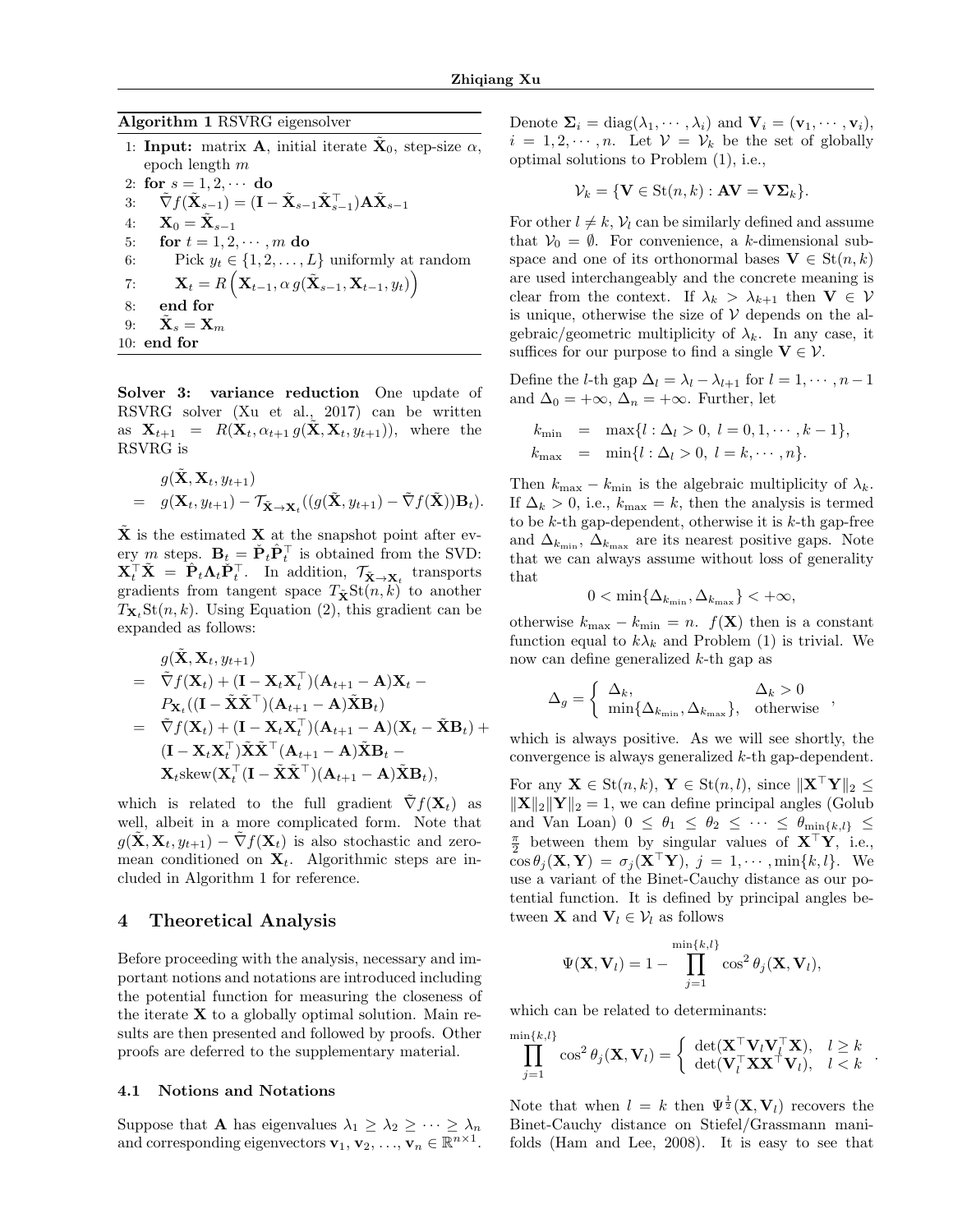**Algorithm 1** RSVRG eigensolver

1: **Input:** matrix $\mathbf{A}$, initial iterate $\tilde{\mathbf{X}}_0$, step-size $\alpha$, epoch length $m$
2: **for** $s = 1, 2, \cdots$ **do**
3: $\quad \tilde{\nabla} f(\tilde{\mathbf{X}}_{s-1}) = (\mathbf{I} - \tilde{\mathbf{X}}_{s-1}\tilde{\mathbf{X}}_{s-1}^\top)\mathbf{A}\tilde{\mathbf{X}}_{s-1}$
4: $\quad \mathbf{X}_0 = \tilde{\mathbf{X}}_{s-1}$
5: $\quad$ **for** $t = 1, 2, \cdots, m$ **do**
6: $\quad\quad$ Pick $y_t \in \{1, 2, \ldots, L\}$ uniformly at random
7: $\quad\quad \mathbf{X}_t = R\left(\mathbf{X}_{t-1}, \alpha\, g(\tilde{\mathbf{X}}_{s-1}, \mathbf{X}_{t-1}, y_t)\right)$
8: $\quad$ **end for**
9: $\quad \tilde{\mathbf{X}}_s = \mathbf{X}_m$
10: **end for**

**Solver 3: variance reduction** One update of RSVRG solver (Xu et al., 2017) can be written as $\mathbf{X}_{t+1} = R(\mathbf{X}_t, \alpha_{t+1}\, g(\tilde{\mathbf{X}}, \mathbf{X}_t, y_{t+1}))$, where the RSVRG is

$$
\begin{aligned}
& g(\tilde{\mathbf{X}}, \mathbf{X}_t, y_{t+1}) \\
= \;& g(\mathbf{X}_t, y_{t+1}) - \mathcal{T}_{\tilde{\mathbf{X}} \to \mathbf{X}_t}((g(\tilde{\mathbf{X}}, y_{t+1}) - \tilde{\nabla} f(\tilde{\mathbf{X}}))\mathbf{B}_t).
\end{aligned}
$$

$\tilde{\mathbf{X}}$ is the estimated $\mathbf{X}$ at the snapshot point after every $m$ steps. $\mathbf{B}_t = \tilde{\mathbf{P}}_t \hat{\mathbf{P}}_t^\top$ is obtained from the SVD: $\mathbf{X}_t^\top \tilde{\mathbf{X}} = \tilde{\mathbf{P}}_t \mathbf{\Lambda}_t \hat{\mathbf{P}}_t^\top$. In addition, $\mathcal{T}_{\tilde{\mathbf{X}} \to \mathbf{X}_t}$ transports gradients from tangent space $T_{\tilde{\mathbf{X}}}\mathrm{St}(n,k)$ to another $T_{\mathbf{X}_t}\mathrm{St}(n,k)$. Using Equation (2), this gradient can be expanded as follows:

$$
\begin{aligned}
& g(\tilde{\mathbf{X}}, \mathbf{X}_t, y_{t+1}) \\
= \;& \tilde{\nabla} f(\mathbf{X}_t) + (\mathbf{I} - \mathbf{X}_t\mathbf{X}_t^\top)(\mathbf{A}_{t+1} - \mathbf{A})\mathbf{X}_t - \\
& P_{\mathbf{X}_t}((\mathbf{I} - \tilde{\mathbf{X}}\tilde{\mathbf{X}}^\top)(\mathbf{A}_{t+1} - \mathbf{A})\tilde{\mathbf{X}}\mathbf{B}_t) \\
= \;& \tilde{\nabla} f(\mathbf{X}_t) + (\mathbf{I} - \mathbf{X}_t\mathbf{X}_t^\top)(\mathbf{A}_{t+1} - \mathbf{A})(\mathbf{X}_t - \tilde{\mathbf{X}}\mathbf{B}_t) + \\
& (\mathbf{I} - \mathbf{X}_t\mathbf{X}_t^\top)\tilde{\mathbf{X}}\tilde{\mathbf{X}}^\top(\mathbf{A}_{t+1} - \mathbf{A})\tilde{\mathbf{X}}\mathbf{B}_t - \\
& \mathbf{X}_t \mathrm{skew}(\mathbf{X}_t^\top(\mathbf{I} - \tilde{\mathbf{X}}\tilde{\mathbf{X}}^\top)(\mathbf{A}_{t+1} - \mathbf{A})\tilde{\mathbf{X}}\mathbf{B}_t),
\end{aligned}
$$

which is related to the full gradient $\tilde{\nabla} f(\mathbf{X}_t)$ as well, albeit in a more complicated form. Note that $g(\tilde{\mathbf{X}}, \mathbf{X}_t, y_{t+1}) - \tilde{\nabla} f(\mathbf{X}_t)$ is also stochastic and zero-mean conditioned on $\mathbf{X}_t$. Algorithmic steps are included in Algorithm 1 for reference.

## 4 Theoretical Analysis

Before proceeding with the analysis, necessary and important notions and notations are introduced including the potential function for measuring the closeness of the iterate $\mathbf{X}$ to a globally optimal solution. Main results are then presented and followed by proofs. Other proofs are deferred to the supplementary material.

### 4.1 Notions and Notations

Suppose that $\mathbf{A}$ has eigenvalues $\lambda_1 \geq \lambda_2 \geq \cdots \geq \lambda_n$ and corresponding eigenvectors $\mathbf{v}_1, \mathbf{v}_2, \ldots, \mathbf{v}_n \in \mathbb{R}^{n \times 1}$. Denote $\mathbf{\Sigma}_i = \mathrm{diag}(\lambda_1, \cdots, \lambda_i)$ and $\mathbf{V}_i = (\mathbf{v}_1, \cdots, \mathbf{v}_i)$, $i = 1, 2, \cdots, n$. Let $\mathcal{V} = \mathcal{V}_k$ be the set of globally optimal solutions to Problem (1), i.e.,

$$
\mathcal{V}_k = \{\mathbf{V} \in \mathrm{St}(n,k) : \mathbf{A}\mathbf{V} = \mathbf{V}\mathbf{\Sigma}_k\}.
$$

For other $l \neq k$, $\mathcal{V}_l$ can be similarly defined and assume that $\mathcal{V}_0 = \emptyset$. For convenience, a $k$-dimensional subspace and one of its orthonormal bases $\mathbf{V} \in \mathrm{St}(n,k)$ are used interchangeably and the concrete meaning is clear from the context. If $\lambda_k > \lambda_{k+1}$ then $\mathbf{V} \in \mathcal{V}$ is unique, otherwise the size of $\mathcal{V}$ depends on the algebraic/geometric multiplicity of $\lambda_k$. In any case, it suffices for our purpose to find a single $\mathbf{V} \in \mathcal{V}$.

Define the $l$-th gap $\Delta_l = \lambda_l - \lambda_{l+1}$ for $l = 1, \cdots, n-1$ and $\Delta_0 = +\infty$, $\Delta_n = +\infty$. Further, let

$$
\begin{aligned}
k_{\min} &= \max\{l : \Delta_l > 0,\ l = 0, 1, \cdots, k-1\}, \\
k_{\max} &= \min\{l : \Delta_l > 0,\ l = k, \cdots, n\}.
\end{aligned}
$$

Then $k_{\max} - k_{\min}$ is the algebraic multiplicity of $\lambda_k$. If $\Delta_k > 0$, i.e., $k_{\max} = k$, then the analysis is termed to be $k$-th gap-dependent, otherwise it is $k$-th gap-free and $\Delta_{k_{\min}}$, $\Delta_{k_{\max}}$ are its nearest positive gaps. Note that we can always assume without loss of generality that

$$
0 < \min\{\Delta_{k_{\min}}, \Delta_{k_{\max}}\} < +\infty,
$$

otherwise $k_{\max} - k_{\min} = n$. $f(\mathbf{X})$ then is a constant function equal to $k\lambda_k$ and Problem (1) is trivial. We now can define generalized $k$-th gap as

$$
\Delta_g = \begin{cases} \Delta_k, & \Delta_k > 0 \\ \min\{\Delta_{k_{\min}}, \Delta_{k_{\max}}\}, & \text{otherwise} \end{cases},
$$

which is always positive. As we will see shortly, the convergence is always generalized $k$-th gap-dependent.

For any $\mathbf{X} \in \mathrm{St}(n,k)$, $\mathbf{Y} \in \mathrm{St}(n,l)$, since $\|\mathbf{X}^\top\mathbf{Y}\|_2 \leq \|\mathbf{X}\|_2\|\mathbf{Y}\|_2 = 1$, we can define principal angles (Golub and Van Loan) $0 \leq \theta_1 \leq \theta_2 \leq \cdots \leq \theta_{\min\{k,l\}} \leq \frac{\pi}{2}$ between them by singular values of $\mathbf{X}^\top\mathbf{Y}$, i.e., $\cos\theta_j(\mathbf{X}, \mathbf{Y}) = \sigma_j(\mathbf{X}^\top\mathbf{Y})$, $j = 1, \cdots, \min\{k, l\}$. We use a variant of the Binet-Cauchy distance as our potential function. It is defined by principal angles between $\mathbf{X}$ and $\mathbf{V}_l \in \mathcal{V}_l$ as follows

$$
\Psi(\mathbf{X}, \mathbf{V}_l) = 1 - \prod_{j=1}^{\min\{k,l\}} \cos^2\theta_j(\mathbf{X}, \mathbf{V}_l),
$$

which can be related to determinants:

$$
\prod_{j=1}^{\min\{k,l\}} \cos^2\theta_j(\mathbf{X}, \mathbf{V}_l) = \begin{cases} \det(\mathbf{X}^\top\mathbf{V}_l\mathbf{V}_l^\top\mathbf{X}), & l \geq k \\ \det(\mathbf{V}_l^\top\mathbf{X}\mathbf{X}^\top\mathbf{V}_l), & l < k \end{cases}.
$$

Note that when $l = k$ then $\Psi^{\frac{1}{2}}(\mathbf{X}, \mathbf{V}_l)$ recovers the Binet-Cauchy distance on Stiefel/Grassmann manifolds (Ham and Lee, 2008). It is easy to see that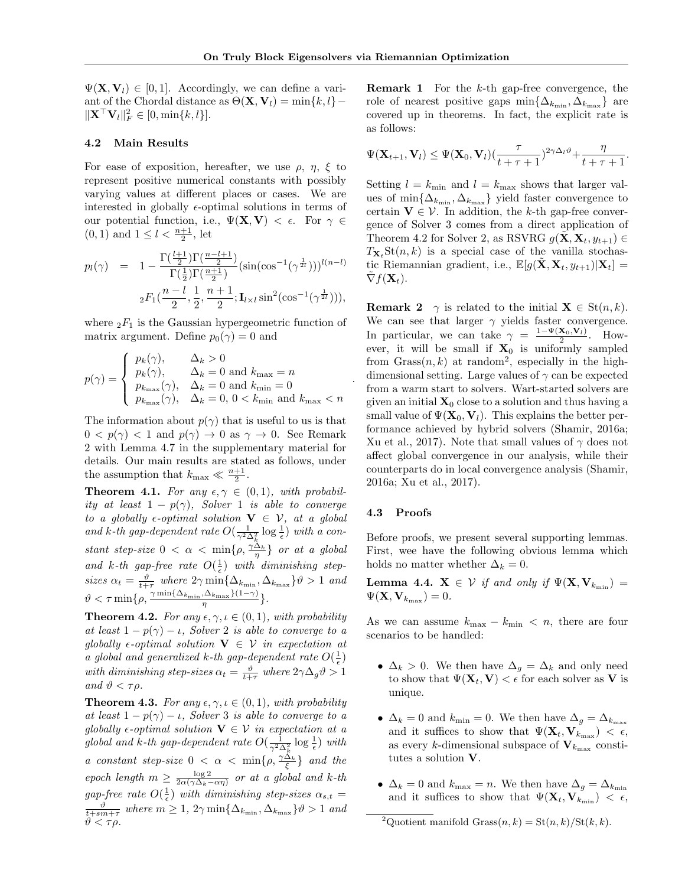$\Psi(\mathbf{X}, \mathbf{V}_l) \in [0, 1]$. Accordingly, we can define a variant of the Chordal distance as $\Theta(\mathbf{X}, \mathbf{V}_l) = \min\{k, l\} - \|\mathbf{X}^\top \mathbf{V}_l\|_F^2 \in [0, \min\{k, l\}]$.

### 4.2 Main Results

For ease of exposition, hereafter, we use $\rho$, $\eta$, $\xi$ to represent positive numerical constants with possibly varying values at different places or cases. We are interested in globally $\epsilon$-optimal solutions in terms of our potential function, i.e., $\Psi(\mathbf{X}, \mathbf{V}) < \epsilon$. For $\gamma \in (0, 1)$ and $1 \le l < \frac{n+1}{2}$, let

$$
\begin{aligned}
p_l(\gamma) \quad = \quad & 1 - \frac{\Gamma(\frac{l+1}{2})\Gamma(\frac{n-l+1}{2})}{\Gamma(\frac{1}{2})\Gamma(\frac{n+1}{2})} (\sin(\cos^{-1}(\gamma^{\frac{1}{2l}})))^{l(n-l)} \\
& {}_2F_1(\frac{n-l}{2}, \frac{1}{2}, \frac{n+1}{2}; \mathbf{I}_{l\times l} \sin^2(\cos^{-1}(\gamma^{\frac{1}{2l}}))),
\end{aligned}
$$

where ${}_2F_1$ is the Gaussian hypergeometric function of matrix argument. Define $p_0(\gamma) = 0$ and

$$
p(\gamma) = \begin{cases} p_k(\gamma), & \Delta_k > 0 \\ p_k(\gamma), & \Delta_k = 0 \text{ and } k_{\max} = n \\ p_{k_{\max}}(\gamma), & \Delta_k = 0 \text{ and } k_{\min} = 0 \\ p_{k_{\max}}(\gamma), & \Delta_k = 0,\ 0 < k_{\min} \text{ and } k_{\max} < n \end{cases}.
$$

The information about $p(\gamma)$ that is useful to us is that $0 < p(\gamma) < 1$ and $p(\gamma) \to 0$ as $\gamma \to 0$. See Remark 2 with Lemma 4.7 in the supplementary material for details. Our main results are stated as follows, under the assumption that $k_{\max} \ll \frac{n+1}{2}$.

**Theorem 4.1.** *For any $\epsilon, \gamma \in (0, 1)$, with probability at least $1 - p(\gamma)$, Solver 1 is able to converge to a globally $\epsilon$-optimal solution $\mathbf{V} \in \mathcal{V}$, at a global and k-th gap-dependent rate $O(\frac{1}{\gamma^2 \Delta_k^2} \log \frac{1}{\epsilon})$ with a constant step-size $0 < \alpha < \min\{\rho, \frac{\gamma \Delta_k}{\eta}\}$ or at a global and k-th gap-free rate $O(\frac{1}{\epsilon})$ with diminishing step-sizes $\alpha_t = \frac{\vartheta}{t+\tau}$ where $2\gamma \min\{\Delta_{k_{\min}}, \Delta_{k_{\max}}\}\vartheta > 1$ and $\vartheta < \tau \min\{\rho, \frac{\gamma \min\{\Delta_{k_{\min}}, \Delta_{k_{\max}}\}(1-\gamma)}{\eta}\}$.*

**Theorem 4.2.** *For any $\epsilon, \gamma, \iota \in (0, 1)$, with probability at least $1 - p(\gamma) - \iota$, Solver 2 is able to converge to a globally $\epsilon$-optimal solution $\mathbf{V} \in \mathcal{V}$ in expectation at a global and generalized k-th gap-dependent rate $O(\frac{1}{\epsilon})$ with diminishing step-sizes $\alpha_t = \frac{\vartheta}{t+\tau}$ where $2\gamma \Delta_g \vartheta > 1$ and $\vartheta < \tau\rho$.*

**Theorem 4.3.** *For any $\epsilon, \gamma, \iota \in (0, 1)$, with probability at least $1 - p(\gamma) - \iota$, Solver 3 is able to converge to a globally $\epsilon$-optimal solution $\mathbf{V} \in \mathcal{V}$ in expectation at a global and k-th gap-dependent rate $O(\frac{1}{\gamma^2 \Delta_k^2} \log \frac{1}{\epsilon})$ with a constant step-size $0 < \alpha < \min\{\rho, \frac{\gamma \Delta_k}{\xi}\}$ and the epoch length $m \ge \frac{\log 2}{2\alpha(\gamma \Delta_k - \alpha\eta)}$ or at a global and k-th gap-free rate $O(\frac{1}{\epsilon})$ with diminishing step-sizes $\alpha_{s,t} = \frac{\vartheta}{t+sm+\tau}$ where $m \ge 1$, $2\gamma \min\{\Delta_{k_{\min}}, \Delta_{k_{\max}}\}\vartheta > 1$ and $\vartheta < \tau\rho$.*

**Remark 1** For the $k$-th gap-free convergence, the role of nearest positive gaps $\min\{\Delta_{k_{\min}}, \Delta_{k_{\max}}\}$ are covered up in theorems. In fact, the explicit rate is as follows:

$$
\Psi(\mathbf{X}_{t+1}, \mathbf{V}_l) \le \Psi(\mathbf{X}_0, \mathbf{V}_l)(\frac{\tau}{t+\tau+1})^{2\gamma\Delta_l \vartheta} + \frac{\eta}{t+\tau+1}.
$$

Setting $l = k_{\min}$ and $l = k_{\max}$ shows that larger values of $\min\{\Delta_{k_{\min}}, \Delta_{k_{\max}}\}$ yield faster convergence to certain $\mathbf{V} \in \mathcal{V}$. In addition, the $k$-th gap-free convergence of Solver 3 comes from a direct application of Theorem 4.2 for Solver 2, as RSVRG $g(\tilde{\mathbf{X}}, \mathbf{X}_t, y_{t+1}) \in T_{\mathbf{X}_t}\mathrm{St}(n, k)$ is a special case of the vanilla stochastic Riemannian gradient, i.e., $\mathbb{E}[g(\tilde{\mathbf{X}}, \mathbf{X}_t, y_{t+1})|\mathbf{X}_t] = \tilde{\nabla} f(\mathbf{X}_t)$.

**Remark 2** $\gamma$ is related to the initial $\mathbf{X} \in \mathrm{St}(n, k)$. We can see that larger $\gamma$ yields faster convergence. In particular, we can take $\gamma = \frac{1 - \Psi(\mathbf{X}_0, \mathbf{V}_l)}{2}$. However, it will be small if $\mathbf{X}_0$ is uniformly sampled from $\mathrm{Grass}(n, k)$ at random[2], especially in the high-dimensional setting. Large values of $\gamma$ can be expected from a warm start to solvers. Wart-started solvers are given an initial $\mathbf{X}_0$ close to a solution and thus having a small value of $\Psi(\mathbf{X}_0, \mathbf{V}_l)$. This explains the better performance achieved by hybrid solvers (Shamir, 2016a; Xu et al., 2017). Note that small values of $\gamma$ does not affect global convergence in our analysis, while their counterparts do in local convergence analysis (Shamir, 2016a; Xu et al., 2017).

### 4.3 Proofs

Before proofs, we present several supporting lemmas. First, wee have the following obvious lemma which holds no matter whether $\Delta_k = 0$.

**Lemma 4.4.** *$\mathbf{X} \in \mathcal{V}$ if and only if $\Psi(\mathbf{X}, \mathbf{V}_{k_{\min}}) = \Psi(\mathbf{X}, \mathbf{V}_{k_{\max}}) = 0$.*

As we can assume $k_{\max} - k_{\min} < n$, there are four scenarios to be handled:

- $\Delta_k > 0$. We then have $\Delta_g = \Delta_k$ and only need to show that $\Psi(\mathbf{X}_t, \mathbf{V}) < \epsilon$ for each solver as $\mathbf{V}$ is unique.
- $\Delta_k = 0$ and $k_{\min} = 0$. We then have $\Delta_g = \Delta_{k_{\max}}$ and it suffices to show that $\Psi(\mathbf{X}_t, \mathbf{V}_{k_{\max}}) < \epsilon$, as every $k$-dimensional subspace of $\mathbf{V}_{k_{\max}}$ constitutes a solution $\mathbf{V}$.
- $\Delta_k = 0$ and $k_{\max} = n$. We then have $\Delta_g = \Delta_{k_{\min}}$ and it suffices to show that $\Psi(\mathbf{X}_t, \mathbf{V}_{k_{\min}}) < \epsilon$,

[2] Quotient manifold $\mathrm{Grass}(n, k) = \mathrm{St}(n, k)/\mathrm{St}(k, k)$.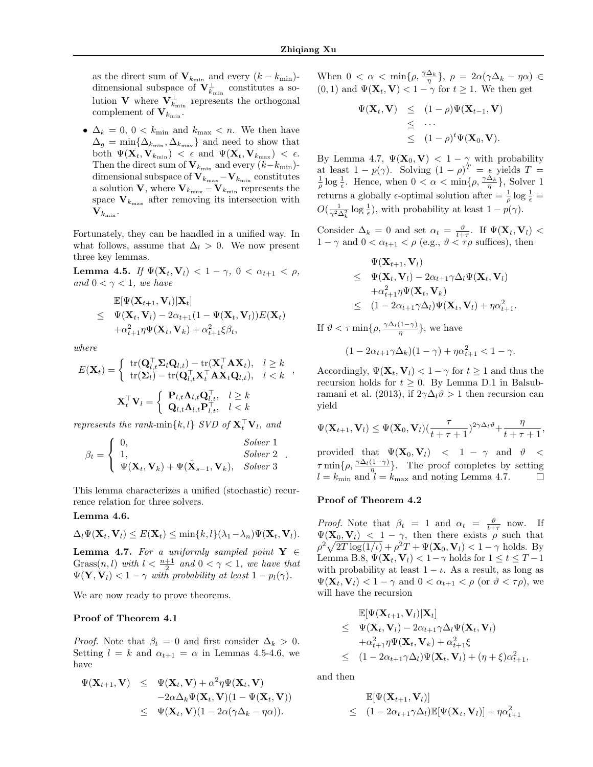as the direct sum of $\mathbf{V}_{k_{\min}}$ and every $(k-k_{\min})$-dimensional subspace of $\mathbf{V}_{k_{\min}}^{\perp}$ constitutes a solution $\mathbf{V}$ where $\mathbf{V}_{k_{\min}}^{\perp}$ represents the orthogonal complement of $\mathbf{V}_{k_{\min}}$.

- $\Delta_k = 0$, $0 < k_{\min}$ and $k_{\max} < n$. We then have $\Delta_g = \min\{\Delta_{k_{\min}}, \Delta_{k_{\max}}\}$ and need to show that both $\Psi(\mathbf{X}_t, \mathbf{V}_{k_{\min}}) < \epsilon$ and $\Psi(\mathbf{X}_t, \mathbf{V}_{k_{\max}}) < \epsilon$. Then the direct sum of $\mathbf{V}_{k_{\min}}$ and every $(k-k_{\min})$-dimensional subspace of $\mathbf{V}_{k_{\max}} - \mathbf{V}_{k_{\min}}$ constitutes a solution $\mathbf{V}$, where $\mathbf{V}_{k_{\max}} - \mathbf{V}_{k_{\min}}$ represents the space $\mathbf{V}_{k_{\max}}$ after removing its intersection with $\mathbf{V}_{k_{\min}}$.

Fortunately, they can be handled in a unified way. In what follows, assume that $\Delta_l > 0$. We now present three key lemmas.

**Lemma 4.5.** *If $\Psi(\mathbf{X}_t, \mathbf{V}_l) < 1-\gamma$, $0 < \alpha_{t+1} < \rho$, and $0 < \gamma < 1$, we have*

$$
\begin{aligned}
&\mathbb{E}[\Psi(\mathbf{X}_{t+1}, \mathbf{V}_l)|\mathbf{X}_t] \\
\leq\ & \Psi(\mathbf{X}_t, \mathbf{V}_l) - 2\alpha_{t+1}(1-\Psi(\mathbf{X}_t, \mathbf{V}_l))E(\mathbf{X}_t) \\
&+\alpha_{t+1}^2\eta\Psi(\mathbf{X}_t, \mathbf{V}_k) + \alpha_{t+1}^2\xi\beta_t,
\end{aligned}
$$

*where*

$$
E(\mathbf{X}_t) = \begin{cases} \mathrm{tr}(\mathbf{Q}_{l,t}^\top \mathbf{\Sigma}_l \mathbf{Q}_{l,t}) - \mathrm{tr}(\mathbf{X}_t^\top \mathbf{A}\mathbf{X}_t), & l \geq k \\ \mathrm{tr}(\mathbf{\Sigma}_l) - \mathrm{tr}(\mathbf{Q}_{l,t}^\top \mathbf{X}_t^\top \mathbf{A}\mathbf{X}_t\mathbf{Q}_{l,t}), & l < k \end{cases},
$$

$$
\mathbf{X}_t^\top \mathbf{V}_l = \begin{cases} \mathbf{P}_{l,t}\mathbf{\Lambda}_{l,t}\mathbf{Q}_{l,t}^\top, & l \geq k \\ \mathbf{Q}_{l,t}\mathbf{\Lambda}_{l,t}\mathbf{P}_{l,t}^\top, & l < k \end{cases}
$$

*represents the rank-$\min\{k,l\}$ SVD of $\mathbf{X}_t^\top \mathbf{V}_l$, and*

$$
\beta_t = \begin{cases} 0, & \text{Solver 1} \\ 1, & \text{Solver 2} \\ \Psi(\mathbf{X}_t, \mathbf{V}_k) + \Psi(\tilde{\mathbf{X}}_{s-1}, \mathbf{V}_k), & \text{Solver 3} \end{cases}.
$$

This lemma characterizes a unified (stochastic) recurrence relation for three solvers.

**Lemma 4.6.**

$$
\Delta_l \Psi(\mathbf{X}_t, \mathbf{V}_l) \leq E(\mathbf{X}_t) \leq \min\{k,l\}(\lambda_1 - \lambda_n)\Psi(\mathbf{X}_t, \mathbf{V}_l).
$$

**Lemma 4.7.** *For a uniformly sampled point $\mathbf{Y} \in \mathrm{Grass}(n,l)$ with $l < \frac{n+1}{2}$ and $0 < \gamma < 1$, we have that $\Psi(\mathbf{Y}, \mathbf{V}_l) < 1-\gamma$ with probability at least $1 - p_l(\gamma)$.*

We are now ready to prove theorems.

### Proof of Theorem 4.1

*Proof.* Note that $\beta_t = 0$ and first consider $\Delta_k > 0$. Setting $l = k$ and $\alpha_{t+1} = \alpha$ in Lemmas 4.5-4.6, we have

$$
\begin{aligned}
\Psi(\mathbf{X}_{t+1}, \mathbf{V}) &\leq \Psi(\mathbf{X}_t, \mathbf{V}) + \alpha^2\eta\Psi(\mathbf{X}_t, \mathbf{V}) \\
&\quad -2\alpha\Delta_k\Psi(\mathbf{X}_t, \mathbf{V})(1-\Psi(\mathbf{X}_t, \mathbf{V})) \\
&\leq \Psi(\mathbf{X}_t, \mathbf{V})(1 - 2\alpha(\gamma\Delta_k - \eta\alpha)).
\end{aligned}
$$

When $0 < \alpha < \min\{\rho, \frac{\gamma\Delta_k}{\eta}\}$, $\rho = 2\alpha(\gamma\Delta_k - \eta\alpha) \in (0,1)$ and $\Psi(\mathbf{X}_t, \mathbf{V}) < 1-\gamma$ for $t \geq 1$. We then get

$$
\begin{aligned}
\Psi(\mathbf{X}_t, \mathbf{V}) &\leq (1-\rho)\Psi(\mathbf{X}_{t-1}, \mathbf{V}) \\
&\leq \cdots \\
&\leq (1-\rho)^t\Psi(\mathbf{X}_0, \mathbf{V}).
\end{aligned}
$$

By Lemma 4.7, $\Psi(\mathbf{X}_0, \mathbf{V}) < 1-\gamma$ with probability at least $1 - p(\gamma)$. Solving $(1-\rho)^T = \epsilon$ yields $T = \frac{1}{\rho}\log\frac{1}{\epsilon}$. Hence, when $0 < \alpha < \min\{\rho, \frac{\gamma\Delta_k}{\eta}\}$, Solver 1 returns a globally $\epsilon$-optimal solution after $= \frac{1}{\rho}\log\frac{1}{\epsilon} = O(\frac{1}{\gamma^2\Delta_k^2}\log\frac{1}{\epsilon})$, with probability at least $1 - p(\gamma)$.

Consider $\Delta_k = 0$ and set $\alpha_t = \frac{\vartheta}{t+\tau}$. If $\Psi(\mathbf{X}_t, \mathbf{V}_l) < 1-\gamma$ and $0 < \alpha_{t+1} < \rho$ (e.g., $\vartheta < \tau\rho$ suffices), then

$$
\begin{aligned}
&\Psi(\mathbf{X}_{t+1}, \mathbf{V}_l) \\
\leq\ & \Psi(\mathbf{X}_t, \mathbf{V}_l) - 2\alpha_{t+1}\gamma\Delta_l\Psi(\mathbf{X}_t, \mathbf{V}_l) \\
&+\alpha_{t+1}^2\eta\Psi(\mathbf{X}_t, \mathbf{V}_k) \\
\leq\ & (1 - 2\alpha_{t+1}\gamma\Delta_l)\Psi(\mathbf{X}_t, \mathbf{V}_l) + \eta\alpha_{t+1}^2.
\end{aligned}
$$

If $\vartheta < \tau\min\{\rho, \frac{\gamma\Delta_l(1-\gamma)}{\eta}\}$, we have

$$
(1 - 2\alpha_{t+1}\gamma\Delta_k)(1-\gamma) + \eta\alpha_{t+1}^2 < 1-\gamma.
$$

Accordingly, $\Psi(\mathbf{X}_t, \mathbf{V}_l) < 1-\gamma$ for $t \geq 1$ and thus the recursion holds for $t \geq 0$. By Lemma D.1 in Balsubramani et al. (2013), if $2\gamma\Delta_l\vartheta > 1$ then recursion can yield

$$
\Psi(\mathbf{X}_{t+1}, \mathbf{V}_l) \leq \Psi(\mathbf{X}_0, \mathbf{V}_l)\left(\frac{\tau}{t+\tau+1}\right)^{2\gamma\Delta_l\vartheta} + \frac{\eta}{t+\tau+1},
$$

provided that $\Psi(\mathbf{X}_0, \mathbf{V}_l) < 1-\gamma$ and $\vartheta < \tau\min\{\rho, \frac{\gamma\Delta_l(1-\gamma)}{\eta}\}$. The proof completes by setting $l = k_{\min}$ and $l = k_{\max}$ and noting Lemma 4.7. $\square$

### Proof of Theorem 4.2

*Proof.* Note that $\beta_t = 1$ and $\alpha_t = \frac{\vartheta}{t+\tau}$ now. If $\Psi(\mathbf{X}_0, \mathbf{V}_l) < 1-\gamma$, then there exists $\rho$ such that $\rho^2\sqrt{2T\log(1/\iota)} + \rho^2 T + \Psi(\mathbf{X}_0, \mathbf{V}_l) < 1-\gamma$ holds. By Lemma B.8, $\Psi(\mathbf{X}_t, \mathbf{V}_l) < 1-\gamma$ holds for $1 \leq t \leq T-1$ with probability at least $1-\iota$. As a result, as long as $\Psi(\mathbf{X}_t, \mathbf{V}_l) < 1-\gamma$ and $0 < \alpha_{t+1} < \rho$ (or $\vartheta < \tau\rho$), we will have the recursion

$$
\begin{aligned}
&\mathbb{E}[\Psi(\mathbf{X}_{t+1}, \mathbf{V}_l)|\mathbf{X}_t] \\
\leq\ & \Psi(\mathbf{X}_t, \mathbf{V}_l) - 2\alpha_{t+1}\gamma\Delta_l\Psi(\mathbf{X}_t, \mathbf{V}_l) \\
&+\alpha_{t+1}^2\eta\Psi(\mathbf{X}_t, \mathbf{V}_k) + \alpha_{t+1}^2\xi \\
\leq\ & (1 - 2\alpha_{t+1}\gamma\Delta_l)\Psi(\mathbf{X}_t, \mathbf{V}_l) + (\eta+\xi)\alpha_{t+1}^2,
\end{aligned}
$$

and then

$$
\begin{aligned}
&\mathbb{E}[\Psi(\mathbf{X}_{t+1}, \mathbf{V}_l)] \\
\leq\ & (1 - 2\alpha_{t+1}\gamma\Delta_l)\mathbb{E}[\Psi(\mathbf{X}_t, \mathbf{V}_l)] + \eta\alpha_{t+1}^2
\end{aligned}
$$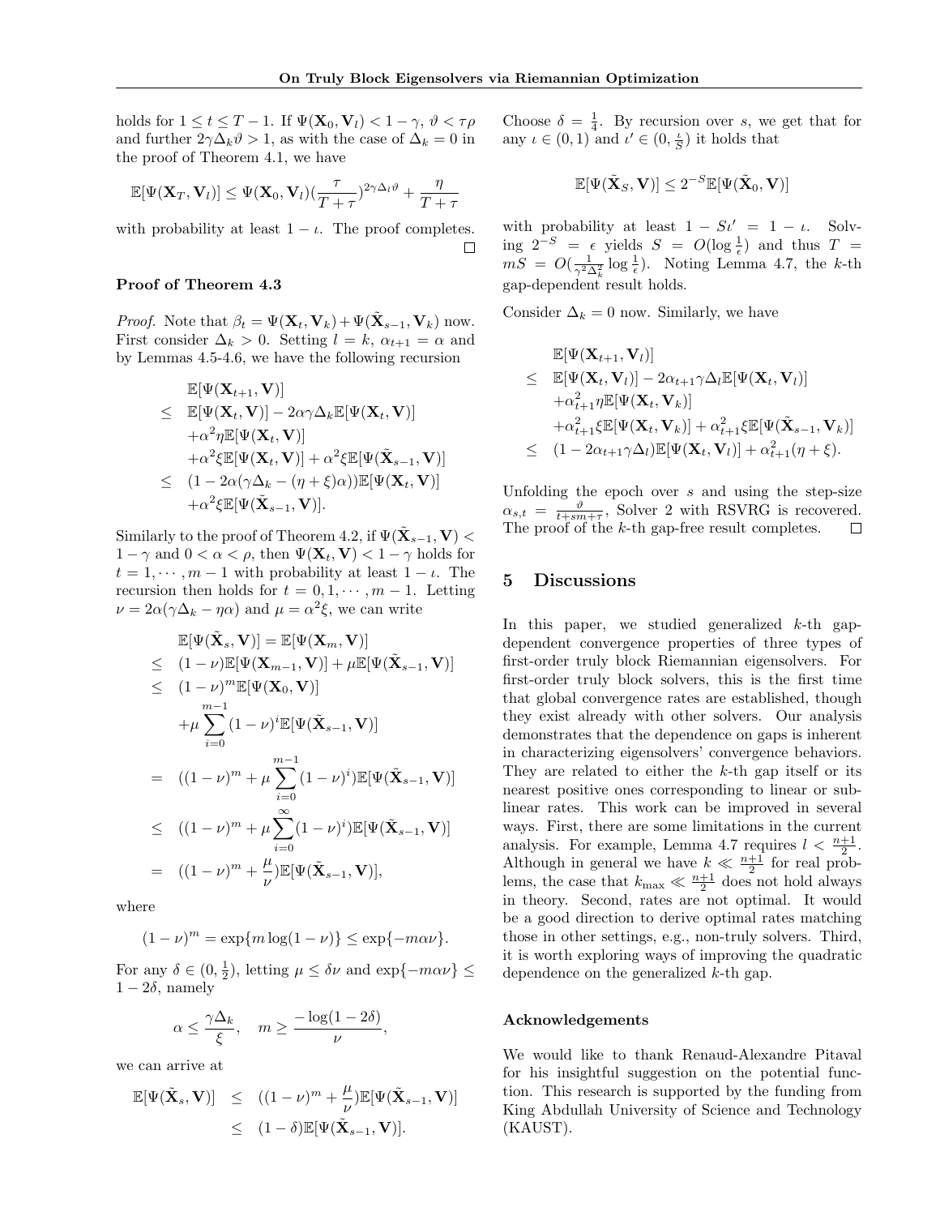holds for $1 \le t \le T-1$. If $\Psi(\mathbf{X}_0, \mathbf{V}_l) < 1-\gamma$, $\vartheta < \tau\rho$ and further $2\gamma\Delta_k\vartheta > 1$, as with the case of $\Delta_k = 0$ in the proof of Theorem 4.1, we have

$$\mathbb{E}[\Psi(\mathbf{X}_T, \mathbf{V}_l)] \le \Psi(\mathbf{X}_0, \mathbf{V}_l)(\frac{\tau}{T+\tau})^{2\gamma\Delta_l\vartheta} + \frac{\eta}{T+\tau}$$

with probability at least $1-\iota$. The proof completes. □

### Proof of Theorem 4.3

*Proof.* Note that $\beta_t = \Psi(\mathbf{X}_t, \mathbf{V}_k) + \Psi(\tilde{\mathbf{X}}_{s-1}, \mathbf{V}_k)$ now. First consider $\Delta_k > 0$. Setting $l = k$, $\alpha_{t+1} = \alpha$ and by Lemmas 4.5-4.6, we have the following recursion

$$\begin{aligned}
&\mathbb{E}[\Psi(\mathbf{X}_{t+1}, \mathbf{V})] \\
\le\ & \mathbb{E}[\Psi(\mathbf{X}_t, \mathbf{V})] - 2\alpha\gamma\Delta_k\mathbb{E}[\Psi(\mathbf{X}_t, \mathbf{V})] \\
& + \alpha^2\eta\mathbb{E}[\Psi(\mathbf{X}_t, \mathbf{V})] \\
& + \alpha^2\xi\mathbb{E}[\Psi(\mathbf{X}_t, \mathbf{V})] + \alpha^2\xi\mathbb{E}[\Psi(\tilde{\mathbf{X}}_{s-1}, \mathbf{V})] \\
\le\ & (1 - 2\alpha(\gamma\Delta_k - (\eta+\xi)\alpha))\mathbb{E}[\Psi(\mathbf{X}_t, \mathbf{V})] \\
& + \alpha^2\xi\mathbb{E}[\Psi(\tilde{\mathbf{X}}_{s-1}, \mathbf{V})].
\end{aligned}$$

Similarly to the proof of Theorem 4.2, if $\Psi(\tilde{\mathbf{X}}_{s-1}, \mathbf{V}) < 1-\gamma$ and $0 < \alpha < \rho$, then $\Psi(\mathbf{X}_t, \mathbf{V}) < 1-\gamma$ holds for $t = 1, \cdots, m-1$ with probability at least $1-\iota$. The recursion then holds for $t = 0, 1, \cdots, m-1$. Letting $\nu = 2\alpha(\gamma\Delta_k - \eta\alpha)$ and $\mu = \alpha^2\xi$, we can write

$$\begin{aligned}
&\mathbb{E}[\Psi(\tilde{\mathbf{X}}_s, \mathbf{V})] = \mathbb{E}[\Psi(\mathbf{X}_m, \mathbf{V})] \\
\le\ & (1-\nu)\mathbb{E}[\Psi(\mathbf{X}_{m-1}, \mathbf{V})] + \mu\mathbb{E}[\Psi(\tilde{\mathbf{X}}_{s-1}, \mathbf{V})] \\
\le\ & (1-\nu)^m\mathbb{E}[\Psi(\mathbf{X}_0, \mathbf{V})] \\
& + \mu\sum_{i=0}^{m-1}(1-\nu)^i\mathbb{E}[\Psi(\tilde{\mathbf{X}}_{s-1}, \mathbf{V})] \\
=\ & ((1-\nu)^m + \mu\sum_{i=0}^{m-1}(1-\nu)^i)\mathbb{E}[\Psi(\tilde{\mathbf{X}}_{s-1}, \mathbf{V})] \\
\le\ & ((1-\nu)^m + \mu\sum_{i=0}^{\infty}(1-\nu)^i)\mathbb{E}[\Psi(\tilde{\mathbf{X}}_{s-1}, \mathbf{V})] \\
=\ & ((1-\nu)^m + \frac{\mu}{\nu})\mathbb{E}[\Psi(\tilde{\mathbf{X}}_{s-1}, \mathbf{V})],
\end{aligned}$$

where

$$(1-\nu)^m = \exp\{m\log(1-\nu)\} \le \exp\{-m\alpha\nu\}.$$

For any $\delta \in (0, \frac{1}{2})$, letting $\mu \le \delta\nu$ and $\exp\{-m\alpha\nu\} \le 1-2\delta$, namely

$$\alpha \le \frac{\gamma\Delta_k}{\xi}, \quad m \ge \frac{-\log(1-2\delta)}{\nu},$$

we can arrive at

$$\begin{aligned}
\mathbb{E}[\Psi(\tilde{\mathbf{X}}_s, \mathbf{V})] &\le ((1-\nu)^m + \frac{\mu}{\nu})\mathbb{E}[\Psi(\tilde{\mathbf{X}}_{s-1}, \mathbf{V})] \\
&\le (1-\delta)\mathbb{E}[\Psi(\tilde{\mathbf{X}}_{s-1}, \mathbf{V})].
\end{aligned}$$

Choose $\delta = \frac{1}{4}$. By recursion over $s$, we get that for any $\iota \in (0,1)$ and $\iota' \in (0, \frac{\iota}{S})$ it holds that

$$\mathbb{E}[\Psi(\tilde{\mathbf{X}}_S, \mathbf{V})] \le 2^{-S}\mathbb{E}[\Psi(\tilde{\mathbf{X}}_0, \mathbf{V})]$$

with probability at least $1 - S\iota' = 1-\iota$. Solving $2^{-S} = \epsilon$ yields $S = O(\log\frac{1}{\epsilon})$ and thus $T = mS = O(\frac{1}{\gamma^2\Delta_k^2}\log\frac{1}{\epsilon})$. Noting Lemma 4.7, the $k$-th gap-dependent result holds.

Consider $\Delta_k = 0$ now. Similarly, we have

$$\begin{aligned}
&\mathbb{E}[\Psi(\mathbf{X}_{t+1}, \mathbf{V}_l)] \\
\le\ & \mathbb{E}[\Psi(\mathbf{X}_t, \mathbf{V}_l)] - 2\alpha_{t+1}\gamma\Delta_l\mathbb{E}[\Psi(\mathbf{X}_t, \mathbf{V}_l)] \\
& + \alpha_{t+1}^2\eta\mathbb{E}[\Psi(\mathbf{X}_t, \mathbf{V}_k)] \\
& + \alpha_{t+1}^2\xi\mathbb{E}[\Psi(\mathbf{X}_t, \mathbf{V}_k)] + \alpha_{t+1}^2\xi\mathbb{E}[\Psi(\tilde{\mathbf{X}}_{s-1}, \mathbf{V}_k)] \\
\le\ & (1 - 2\alpha_{t+1}\gamma\Delta_l)\mathbb{E}[\Psi(\mathbf{X}_t, \mathbf{V}_l)] + \alpha_{t+1}^2(\eta+\xi).
\end{aligned}$$

Unfolding the epoch over $s$ and using the step-size $\alpha_{s,t} = \frac{\vartheta}{t+sm+\tau}$, Solver 2 with RSVRG is recovered. The proof of the $k$-th gap-free result completes. □

## 5 Discussions

In this paper, we studied generalized $k$-th gap-dependent convergence properties of three types of first-order truly block Riemannian eigensolvers. For first-order truly block solvers, this is the first time that global convergence rates are established, though they exist already with other solvers. Our analysis demonstrates that the dependence on gaps is inherent in characterizing eigensolvers' convergence behaviors. They are related to either the $k$-th gap itself or its nearest positive ones corresponding to linear or sub-linear rates. This work can be improved in several ways. First, there are some limitations in the current analysis. For example, Lemma 4.7 requires $l < \frac{n+1}{2}$. Although in general we have $k \ll \frac{n+1}{2}$ for real problems, the case that $k_{\max} \ll \frac{n+1}{2}$ does not hold always in theory. Second, rates are not optimal. It would be a good direction to derive optimal rates matching those in other settings, e.g., non-truly solvers. Third, it is worth exploring ways of improving the quadratic dependence on the generalized $k$-th gap.

### Acknowledgements

We would like to thank Renaud-Alexandre Pitaval for his insightful suggestion on the potential function. This research is supported by the funding from King Abdullah University of Science and Technology (KAUST).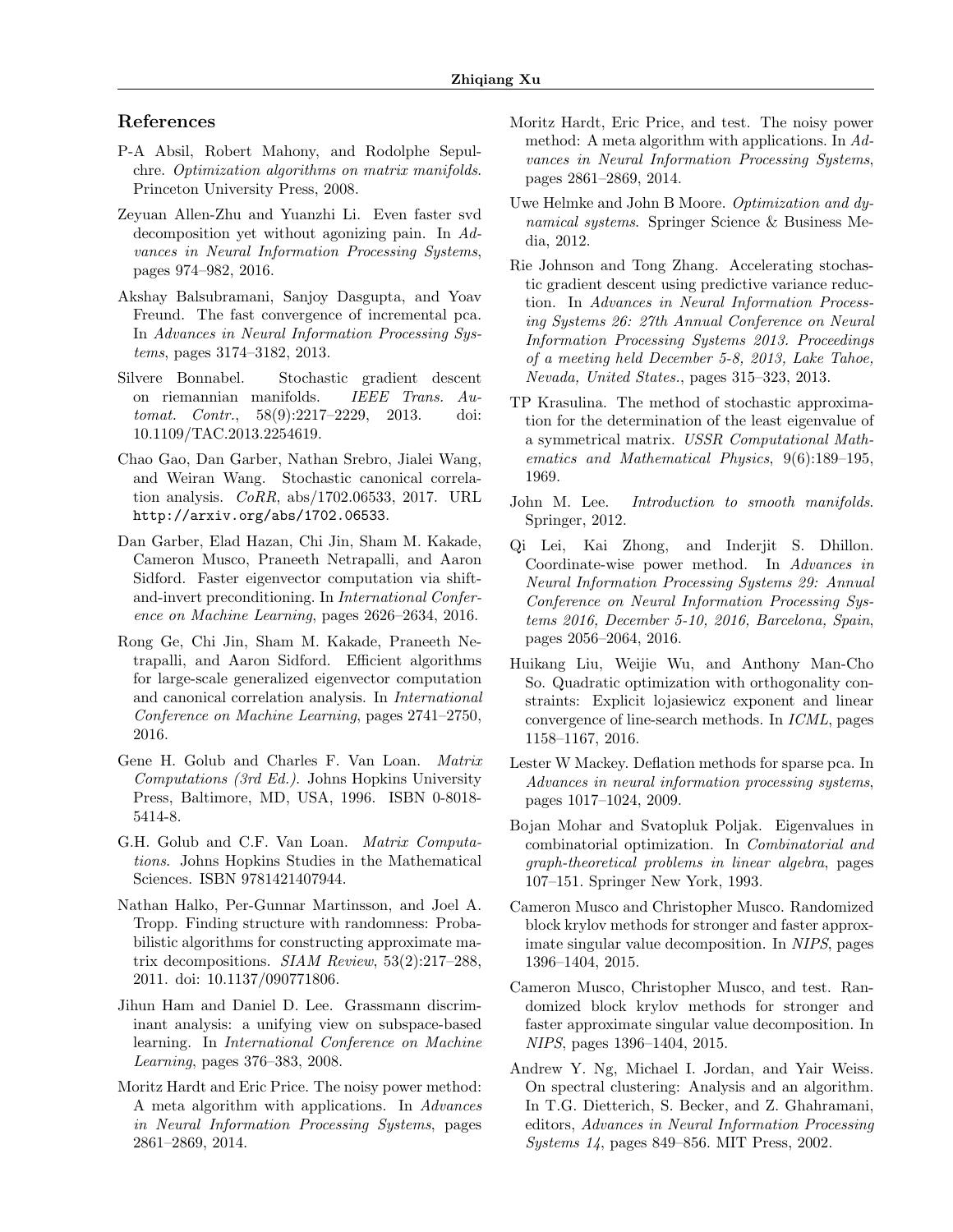## References

P-A Absil, Robert Mahony, and Rodolphe Sepulchre. *Optimization algorithms on matrix manifolds*. Princeton University Press, 2008.

Zeyuan Allen-Zhu and Yuanzhi Li. Even faster svd decomposition yet without agonizing pain. In *Advances in Neural Information Processing Systems*, pages 974–982, 2016.

Akshay Balsubramani, Sanjoy Dasgupta, and Yoav Freund. The fast convergence of incremental pca. In *Advances in Neural Information Processing Systems*, pages 3174–3182, 2013.

Silvere Bonnabel. Stochastic gradient descent on riemannian manifolds. *IEEE Trans. Automat. Contr.*, 58(9):2217–2229, 2013. doi: 10.1109/TAC.2013.2254619.

Chao Gao, Dan Garber, Nathan Srebro, Jialei Wang, and Weiran Wang. Stochastic canonical correlation analysis. *CoRR*, abs/1702.06533, 2017. URL http://arxiv.org/abs/1702.06533.

Dan Garber, Elad Hazan, Chi Jin, Sham M. Kakade, Cameron Musco, Praneeth Netrapalli, and Aaron Sidford. Faster eigenvector computation via shift-and-invert preconditioning. In *International Conference on Machine Learning*, pages 2626–2634, 2016.

Rong Ge, Chi Jin, Sham M. Kakade, Praneeth Netrapalli, and Aaron Sidford. Efficient algorithms for large-scale generalized eigenvector computation and canonical correlation analysis. In *International Conference on Machine Learning*, pages 2741–2750, 2016.

Gene H. Golub and Charles F. Van Loan. *Matrix Computations (3rd Ed.)*. Johns Hopkins University Press, Baltimore, MD, USA, 1996. ISBN 0-8018-5414-8.

G.H. Golub and C.F. Van Loan. *Matrix Computations*. Johns Hopkins Studies in the Mathematical Sciences. ISBN 9781421407944.

Nathan Halko, Per-Gunnar Martinsson, and Joel A. Tropp. Finding structure with randomness: Probabilistic algorithms for constructing approximate matrix decompositions. *SIAM Review*, 53(2):217–288, 2011. doi: 10.1137/090771806.

Jihun Ham and Daniel D. Lee. Grassmann discriminant analysis: a unifying view on subspace-based learning. In *International Conference on Machine Learning*, pages 376–383, 2008.

Moritz Hardt and Eric Price. The noisy power method: A meta algorithm with applications. In *Advances in Neural Information Processing Systems*, pages 2861–2869, 2014.

Moritz Hardt, Eric Price, and test. The noisy power method: A meta algorithm with applications. In *Advances in Neural Information Processing Systems*, pages 2861–2869, 2014.

Uwe Helmke and John B Moore. *Optimization and dynamical systems*. Springer Science & Business Media, 2012.

Rie Johnson and Tong Zhang. Accelerating stochastic gradient descent using predictive variance reduction. In *Advances in Neural Information Processing Systems 26: 27th Annual Conference on Neural Information Processing Systems 2013. Proceedings of a meeting held December 5-8, 2013, Lake Tahoe, Nevada, United States.*, pages 315–323, 2013.

TP Krasulina. The method of stochastic approximation for the determination of the least eigenvalue of a symmetrical matrix. *USSR Computational Mathematics and Mathematical Physics*, 9(6):189–195, 1969.

John M. Lee. *Introduction to smooth manifolds*. Springer, 2012.

Qi Lei, Kai Zhong, and Inderjit S. Dhillon. Coordinate-wise power method. In *Advances in Neural Information Processing Systems 29: Annual Conference on Neural Information Processing Systems 2016, December 5-10, 2016, Barcelona, Spain*, pages 2056–2064, 2016.

Huikang Liu, Weijie Wu, and Anthony Man-Cho So. Quadratic optimization with orthogonality constraints: Explicit lojasiewicz exponent and linear convergence of line-search methods. In *ICML*, pages 1158–1167, 2016.

Lester W Mackey. Deflation methods for sparse pca. In *Advances in neural information processing systems*, pages 1017–1024, 2009.

Bojan Mohar and Svatopluk Poljak. Eigenvalues in combinatorial optimization. In *Combinatorial and graph-theoretical problems in linear algebra*, pages 107–151. Springer New York, 1993.

Cameron Musco and Christopher Musco. Randomized block krylov methods for stronger and faster approximate singular value decomposition. In *NIPS*, pages 1396–1404, 2015.

Cameron Musco, Christopher Musco, and test. Randomized block krylov methods for stronger and faster approximate singular value decomposition. In *NIPS*, pages 1396–1404, 2015.

Andrew Y. Ng, Michael I. Jordan, and Yair Weiss. On spectral clustering: Analysis and an algorithm. In T.G. Dietterich, S. Becker, and Z. Ghahramani, editors, *Advances in Neural Information Processing Systems 14*, pages 849–856. MIT Press, 2002.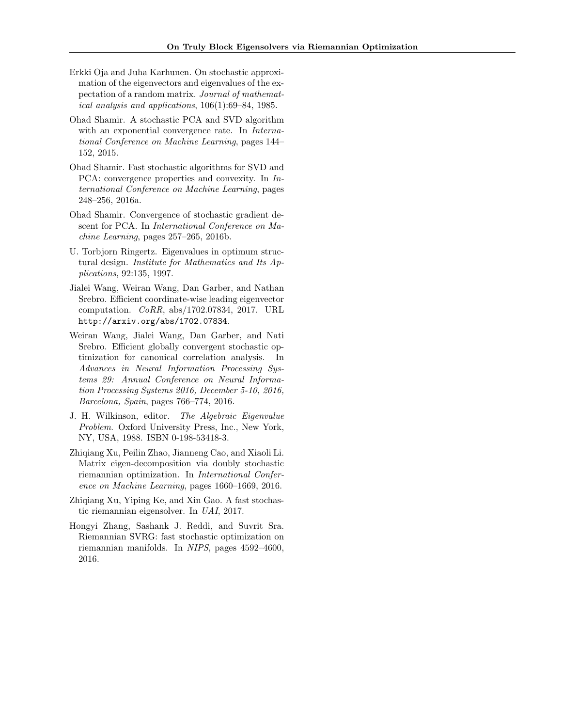Erkki Oja and Juha Karhunen. On stochastic approximation of the eigenvectors and eigenvalues of the expectation of a random matrix. *Journal of mathematical analysis and applications*, 106(1):69–84, 1985.

Ohad Shamir. A stochastic PCA and SVD algorithm with an exponential convergence rate. In *International Conference on Machine Learning*, pages 144–152, 2015.

Ohad Shamir. Fast stochastic algorithms for SVD and PCA: convergence properties and convexity. In *International Conference on Machine Learning*, pages 248–256, 2016a.

Ohad Shamir. Convergence of stochastic gradient descent for PCA. In *International Conference on Machine Learning*, pages 257–265, 2016b.

U. Torbjorn Ringertz. Eigenvalues in optimum structural design. *Institute for Mathematics and Its Applications*, 92:135, 1997.

Jialei Wang, Weiran Wang, Dan Garber, and Nathan Srebro. Efficient coordinate-wise leading eigenvector computation. *CoRR*, abs/1702.07834, 2017. URL `http://arxiv.org/abs/1702.07834`.

Weiran Wang, Jialei Wang, Dan Garber, and Nati Srebro. Efficient globally convergent stochastic optimization for canonical correlation analysis. In *Advances in Neural Information Processing Systems 29: Annual Conference on Neural Information Processing Systems 2016, December 5-10, 2016, Barcelona, Spain*, pages 766–774, 2016.

J. H. Wilkinson, editor. *The Algebraic Eigenvalue Problem*. Oxford University Press, Inc., New York, NY, USA, 1988. ISBN 0-198-53418-3.

Zhiqiang Xu, Peilin Zhao, Jianneng Cao, and Xiaoli Li. Matrix eigen-decomposition via doubly stochastic riemannian optimization. In *International Conference on Machine Learning*, pages 1660–1669, 2016.

Zhiqiang Xu, Yiping Ke, and Xin Gao. A fast stochastic riemannian eigensolver. In *UAI*, 2017.

Hongyi Zhang, Sashank J. Reddi, and Suvrit Sra. Riemannian SVRG: fast stochastic optimization on riemannian manifolds. In *NIPS*, pages 4592–4600, 2016.